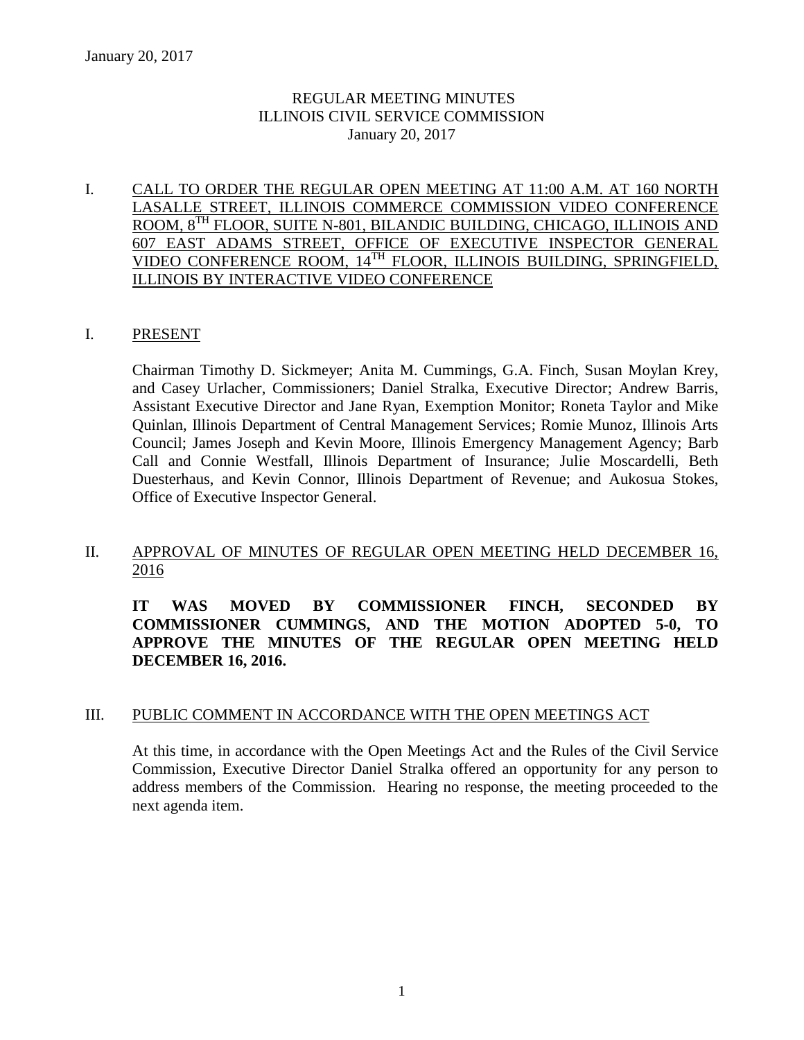January 20, 2017

REGULAR MEETING MINUTES
ILLINOIS CIVIL SERVICE COMMISSION
January 20, 2017

I. CALL TO ORDER THE REGULAR OPEN MEETING AT 11:00 A.M. AT 160 NORTH LASALLE STREET, ILLINOIS COMMERCE COMMISSION VIDEO CONFERENCE ROOM, 8TH FLOOR, SUITE N-801, BILANDIC BUILDING, CHICAGO, ILLINOIS AND 607 EAST ADAMS STREET, OFFICE OF EXECUTIVE INSPECTOR GENERAL VIDEO CONFERENCE ROOM, 14TH FLOOR, ILLINOIS BUILDING, SPRINGFIELD, ILLINOIS BY INTERACTIVE VIDEO CONFERENCE

I. PRESENT

Chairman Timothy D. Sickmeyer; Anita M. Cummings, G.A. Finch, Susan Moylan Krey, and Casey Urlacher, Commissioners; Daniel Stralka, Executive Director; Andrew Barris, Assistant Executive Director and Jane Ryan, Exemption Monitor; Roneta Taylor and Mike Quinlan, Illinois Department of Central Management Services; Romie Munoz, Illinois Arts Council; James Joseph and Kevin Moore, Illinois Emergency Management Agency; Barb Call and Connie Westfall, Illinois Department of Insurance; Julie Moscardelli, Beth Duesterhaus, and Kevin Connor, Illinois Department of Revenue; and Aukosua Stokes, Office of Executive Inspector General.

II. APPROVAL OF MINUTES OF REGULAR OPEN MEETING HELD DECEMBER 16, 2016

**IT WAS MOVED BY COMMISSIONER FINCH, SECONDED BY COMMISSIONER CUMMINGS, AND THE MOTION ADOPTED 5-0, TO APPROVE THE MINUTES OF THE REGULAR OPEN MEETING HELD DECEMBER 16, 2016.**

III. PUBLIC COMMENT IN ACCORDANCE WITH THE OPEN MEETINGS ACT

At this time, in accordance with the Open Meetings Act and the Rules of the Civil Service Commission, Executive Director Daniel Stralka offered an opportunity for any person to address members of the Commission. Hearing no response, the meeting proceeded to the next agenda item.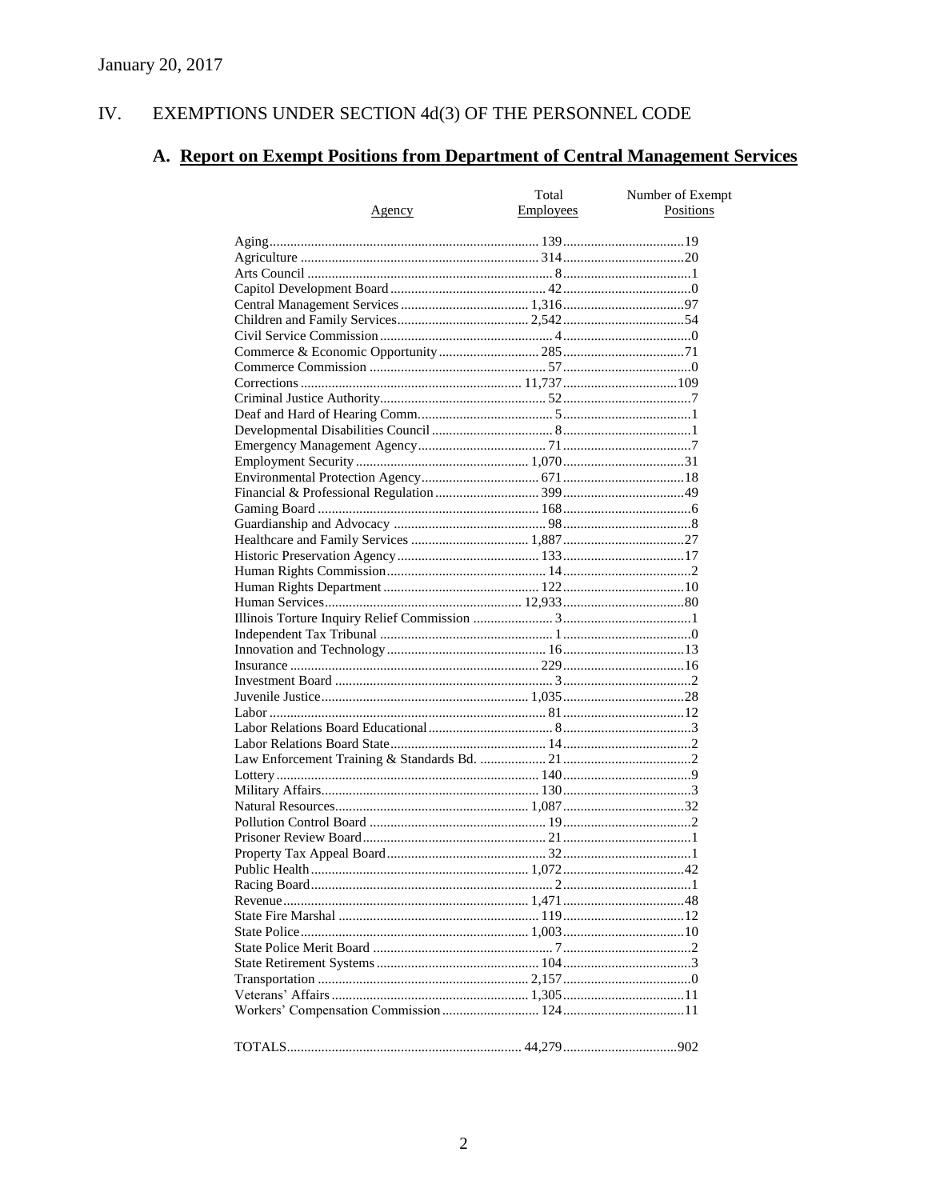January 20, 2017

## IV. EXEMPTIONS UNDER SECTION 4d(3) OF THE PERSONNEL CODE

### A. Report on Exempt Positions from Department of Central Management Services

| Agency | Total Employees | Number of Exempt Positions |
|---|---|---|
| Aging | 139 | 19 |
| Agriculture | 314 | 20 |
| Arts Council | 8 | 1 |
| Capitol Development Board | 42 | 0 |
| Central Management Services | 1,316 | 97 |
| Children and Family Services | 2,542 | 54 |
| Civil Service Commission | 4 | 0 |
| Commerce & Economic Opportunity | 285 | 71 |
| Commerce Commission | 57 | 0 |
| Corrections | 11,737 | 109 |
| Criminal Justice Authority | 52 | 7 |
| Deaf and Hard of Hearing Comm. | 5 | 1 |
| Developmental Disabilities Council | 8 | 1 |
| Emergency Management Agency | 71 | 7 |
| Employment Security | 1,070 | 31 |
| Environmental Protection Agency | 671 | 18 |
| Financial & Professional Regulation | 399 | 49 |
| Gaming Board | 168 | 6 |
| Guardianship and Advocacy | 98 | 8 |
| Healthcare and Family Services | 1,887 | 27 |
| Historic Preservation Agency | 133 | 17 |
| Human Rights Commission | 14 | 2 |
| Human Rights Department | 122 | 10 |
| Human Services | 12,933 | 80 |
| Illinois Torture Inquiry Relief Commission | 3 | 1 |
| Independent Tax Tribunal | 1 | 0 |
| Innovation and Technology | 16 | 13 |
| Insurance | 229 | 16 |
| Investment Board | 3 | 2 |
| Juvenile Justice | 1,035 | 28 |
| Labor | 81 | 12 |
| Labor Relations Board Educational | 8 | 3 |
| Labor Relations Board State | 14 | 2 |
| Law Enforcement Training & Standards Bd. | 21 | 2 |
| Lottery | 140 | 9 |
| Military Affairs | 130 | 3 |
| Natural Resources | 1,087 | 32 |
| Pollution Control Board | 19 | 2 |
| Prisoner Review Board | 21 | 1 |
| Property Tax Appeal Board | 32 | 1 |
| Public Health | 1,072 | 42 |
| Racing Board | 2 | 1 |
| Revenue | 1,471 | 48 |
| State Fire Marshal | 119 | 12 |
| State Police | 1,003 | 10 |
| State Police Merit Board | 7 | 2 |
| State Retirement Systems | 104 | 3 |
| Transportation | 2,157 | 0 |
| Veterans' Affairs | 1,305 | 11 |
| Workers' Compensation Commission | 124 | 11 |
| TOTALS | 44,279 | 902 |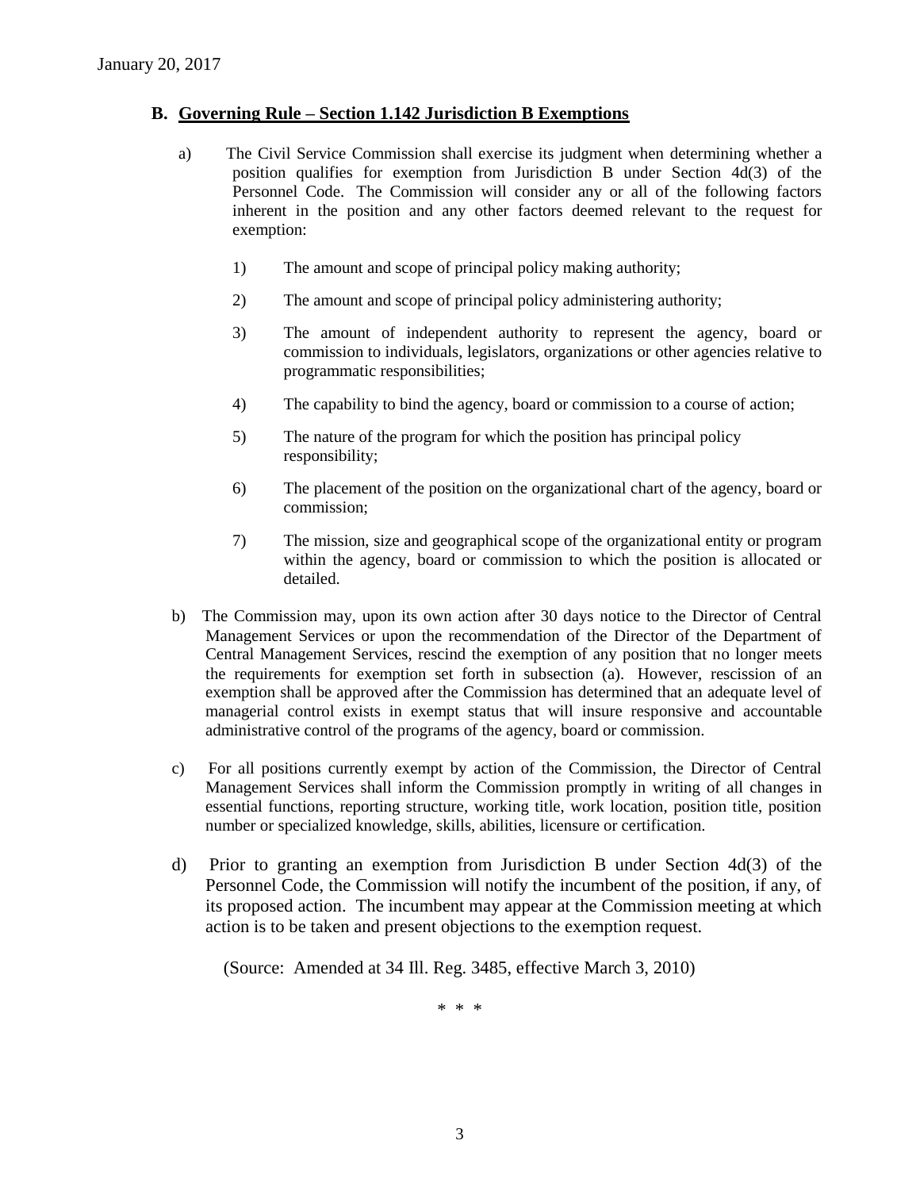January 20, 2017

## B. Governing Rule – Section 1.142 Jurisdiction B Exemptions

a) The Civil Service Commission shall exercise its judgment when determining whether a position qualifies for exemption from Jurisdiction B under Section 4d(3) of the Personnel Code. The Commission will consider any or all of the following factors inherent in the position and any other factors deemed relevant to the request for exemption:

1) The amount and scope of principal policy making authority;

2) The amount and scope of principal policy administering authority;

3) The amount of independent authority to represent the agency, board or commission to individuals, legislators, organizations or other agencies relative to programmatic responsibilities;

4) The capability to bind the agency, board or commission to a course of action;

5) The nature of the program for which the position has principal policy responsibility;

6) The placement of the position on the organizational chart of the agency, board or commission;

7) The mission, size and geographical scope of the organizational entity or program within the agency, board or commission to which the position is allocated or detailed.

b) The Commission may, upon its own action after 30 days notice to the Director of Central Management Services or upon the recommendation of the Director of the Department of Central Management Services, rescind the exemption of any position that no longer meets the requirements for exemption set forth in subsection (a). However, rescission of an exemption shall be approved after the Commission has determined that an adequate level of managerial control exists in exempt status that will insure responsive and accountable administrative control of the programs of the agency, board or commission.

c) For all positions currently exempt by action of the Commission, the Director of Central Management Services shall inform the Commission promptly in writing of all changes in essential functions, reporting structure, working title, work location, position title, position number or specialized knowledge, skills, abilities, licensure or certification.

d) Prior to granting an exemption from Jurisdiction B under Section 4d(3) of the Personnel Code, the Commission will notify the incumbent of the position, if any, of its proposed action. The incumbent may appear at the Commission meeting at which action is to be taken and present objections to the exemption request.

(Source: Amended at 34 Ill. Reg. 3485, effective March 3, 2010)

\* \* \*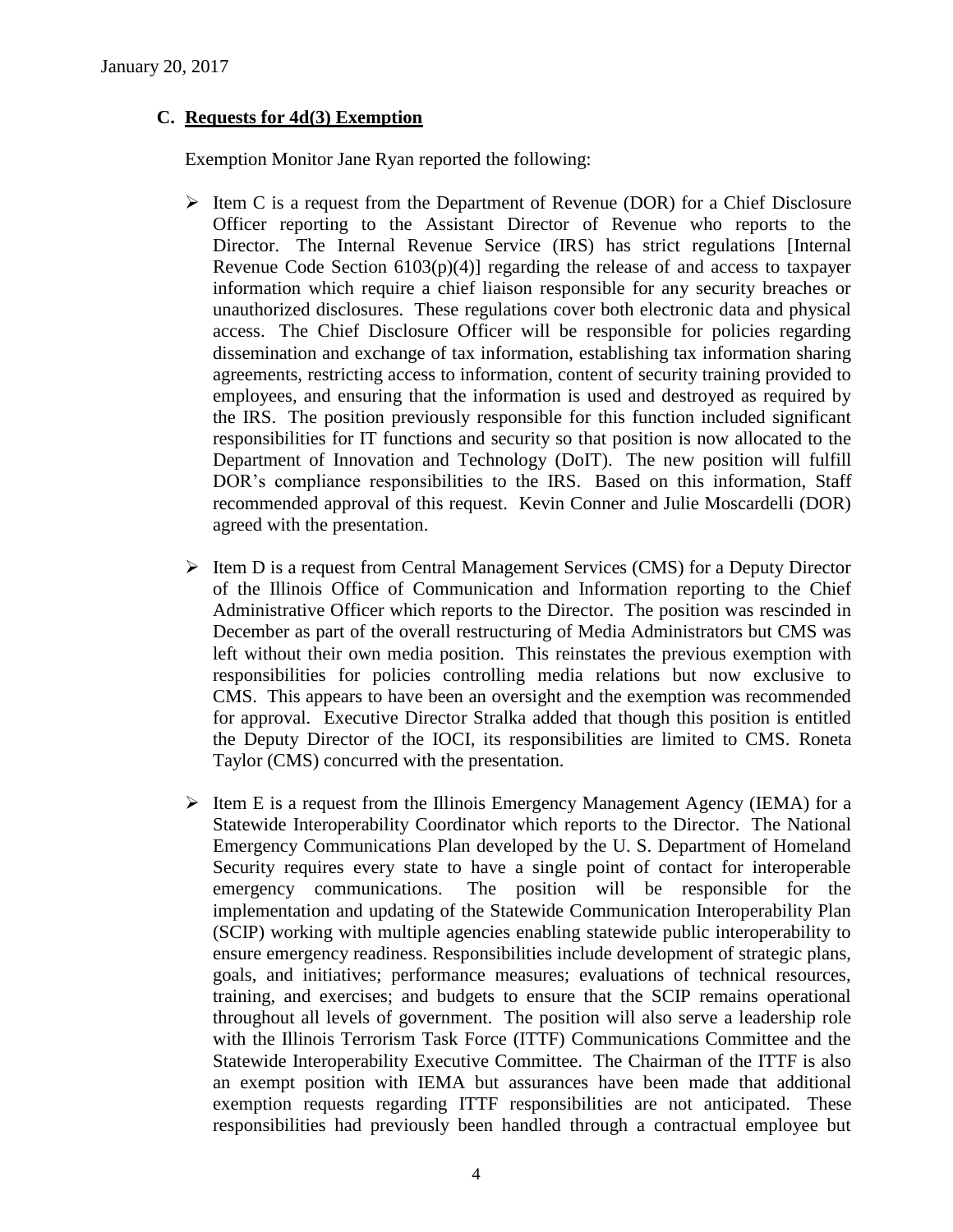January 20, 2017

### C. Requests for 4d(3) Exemption

Exemption Monitor Jane Ryan reported the following:

- Item C is a request from the Department of Revenue (DOR) for a Chief Disclosure Officer reporting to the Assistant Director of Revenue who reports to the Director. The Internal Revenue Service (IRS) has strict regulations [Internal Revenue Code Section 6103(p)(4)] regarding the release of and access to taxpayer information which require a chief liaison responsible for any security breaches or unauthorized disclosures. These regulations cover both electronic data and physical access. The Chief Disclosure Officer will be responsible for policies regarding dissemination and exchange of tax information, establishing tax information sharing agreements, restricting access to information, content of security training provided to employees, and ensuring that the information is used and destroyed as required by the IRS. The position previously responsible for this function included significant responsibilities for IT functions and security so that position is now allocated to the Department of Innovation and Technology (DoIT). The new position will fulfill DOR's compliance responsibilities to the IRS. Based on this information, Staff recommended approval of this request. Kevin Conner and Julie Moscardelli (DOR) agreed with the presentation.

- Item D is a request from Central Management Services (CMS) for a Deputy Director of the Illinois Office of Communication and Information reporting to the Chief Administrative Officer which reports to the Director. The position was rescinded in December as part of the overall restructuring of Media Administrators but CMS was left without their own media position. This reinstates the previous exemption with responsibilities for policies controlling media relations but now exclusive to CMS. This appears to have been an oversight and the exemption was recommended for approval. Executive Director Stralka added that though this position is entitled the Deputy Director of the IOCI, its responsibilities are limited to CMS. Roneta Taylor (CMS) concurred with the presentation.

- Item E is a request from the Illinois Emergency Management Agency (IEMA) for a Statewide Interoperability Coordinator which reports to the Director. The National Emergency Communications Plan developed by the U. S. Department of Homeland Security requires every state to have a single point of contact for interoperable emergency communications. The position will be responsible for the implementation and updating of the Statewide Communication Interoperability Plan (SCIP) working with multiple agencies enabling statewide public interoperability to ensure emergency readiness. Responsibilities include development of strategic plans, goals, and initiatives; performance measures; evaluations of technical resources, training, and exercises; and budgets to ensure that the SCIP remains operational throughout all levels of government. The position will also serve a leadership role with the Illinois Terrorism Task Force (ITTF) Communications Committee and the Statewide Interoperability Executive Committee. The Chairman of the ITTF is also an exempt position with IEMA but assurances have been made that additional exemption requests regarding ITTF responsibilities are not anticipated. These responsibilities had previously been handled through a contractual employee but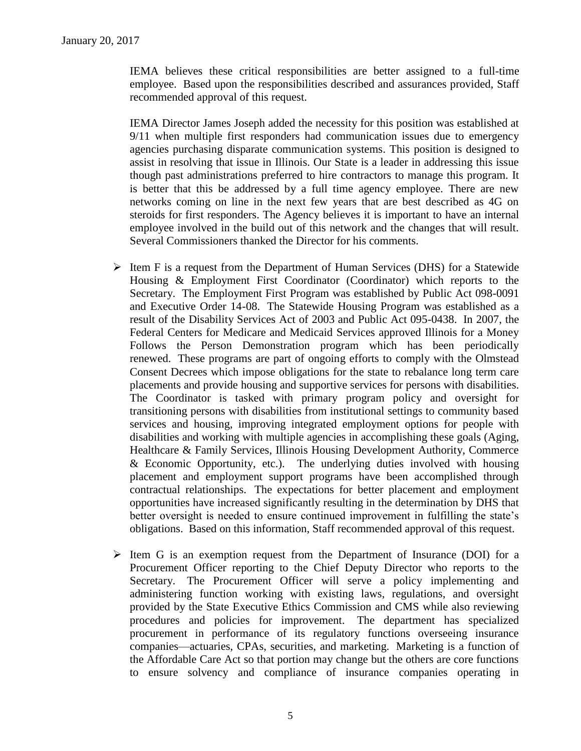IEMA believes these critical responsibilities are better assigned to a full-time employee. Based upon the responsibilities described and assurances provided, Staff recommended approval of this request.

IEMA Director James Joseph added the necessity for this position was established at 9/11 when multiple first responders had communication issues due to emergency agencies purchasing disparate communication systems. This position is designed to assist in resolving that issue in Illinois. Our State is a leader in addressing this issue though past administrations preferred to hire contractors to manage this program. It is better that this be addressed by a full time agency employee. There are new networks coming on line in the next few years that are best described as 4G on steroids for first responders. The Agency believes it is important to have an internal employee involved in the build out of this network and the changes that will result. Several Commissioners thanked the Director for his comments.

- Item F is a request from the Department of Human Services (DHS) for a Statewide Housing & Employment First Coordinator (Coordinator) which reports to the Secretary. The Employment First Program was established by Public Act 098-0091 and Executive Order 14-08. The Statewide Housing Program was established as a result of the Disability Services Act of 2003 and Public Act 095-0438. In 2007, the Federal Centers for Medicare and Medicaid Services approved Illinois for a Money Follows the Person Demonstration program which has been periodically renewed. These programs are part of ongoing efforts to comply with the Olmstead Consent Decrees which impose obligations for the state to rebalance long term care placements and provide housing and supportive services for persons with disabilities. The Coordinator is tasked with primary program policy and oversight for transitioning persons with disabilities from institutional settings to community based services and housing, improving integrated employment options for people with disabilities and working with multiple agencies in accomplishing these goals (Aging, Healthcare & Family Services, Illinois Housing Development Authority, Commerce & Economic Opportunity, etc.). The underlying duties involved with housing placement and employment support programs have been accomplished through contractual relationships. The expectations for better placement and employment opportunities have increased significantly resulting in the determination by DHS that better oversight is needed to ensure continued improvement in fulfilling the state's obligations. Based on this information, Staff recommended approval of this request.

- Item G is an exemption request from the Department of Insurance (DOI) for a Procurement Officer reporting to the Chief Deputy Director who reports to the Secretary. The Procurement Officer will serve a policy implementing and administering function working with existing laws, regulations, and oversight provided by the State Executive Ethics Commission and CMS while also reviewing procedures and policies for improvement. The department has specialized procurement in performance of its regulatory functions overseeing insurance companies—actuaries, CPAs, securities, and marketing. Marketing is a function of the Affordable Care Act so that portion may change but the others are core functions to ensure solvency and compliance of insurance companies operating in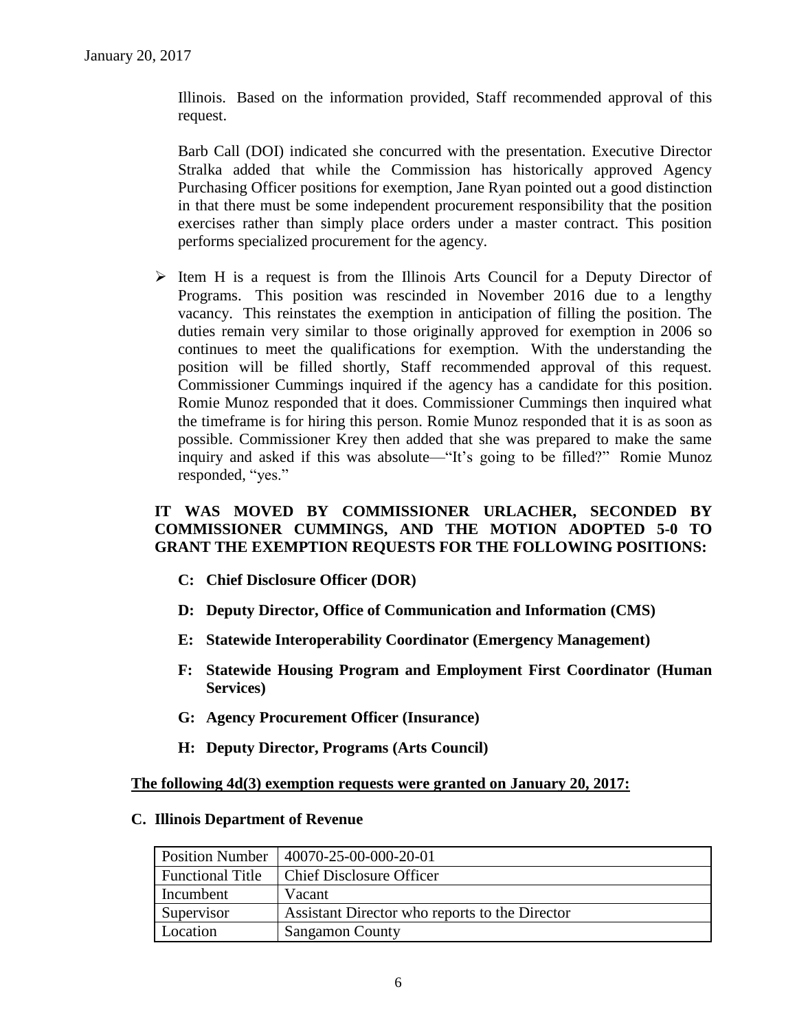Illinois. Based on the information provided, Staff recommended approval of this request.

Barb Call (DOI) indicated she concurred with the presentation. Executive Director Stralka added that while the Commission has historically approved Agency Purchasing Officer positions for exemption, Jane Ryan pointed out a good distinction in that there must be some independent procurement responsibility that the position exercises rather than simply place orders under a master contract. This position performs specialized procurement for the agency.

- Item H is a request is from the Illinois Arts Council for a Deputy Director of Programs. This position was rescinded in November 2016 due to a lengthy vacancy. This reinstates the exemption in anticipation of filling the position. The duties remain very similar to those originally approved for exemption in 2006 so continues to meet the qualifications for exemption. With the understanding the position will be filled shortly, Staff recommended approval of this request. Commissioner Cummings inquired if the agency has a candidate for this position. Romie Munoz responded that it does. Commissioner Cummings then inquired what the timeframe is for hiring this person. Romie Munoz responded that it is as soon as possible. Commissioner Krey then added that she was prepared to make the same inquiry and asked if this was absolute—"It's going to be filled?" Romie Munoz responded, "yes."

**IT WAS MOVED BY COMMISSIONER URLACHER, SECONDED BY COMMISSIONER CUMMINGS, AND THE MOTION ADOPTED 5-0 TO GRANT THE EXEMPTION REQUESTS FOR THE FOLLOWING POSITIONS:**

- **C: Chief Disclosure Officer (DOR)**
- **D: Deputy Director, Office of Communication and Information (CMS)**
- **E: Statewide Interoperability Coordinator (Emergency Management)**
- **F: Statewide Housing Program and Employment First Coordinator (Human Services)**
- **G: Agency Procurement Officer (Insurance)**
- **H: Deputy Director, Programs (Arts Council)**

**The following 4d(3) exemption requests were granted on January 20, 2017:**

**C. Illinois Department of Revenue**

| Position Number | 40070-25-00-000-20-01 |
|---|---|
| Functional Title | Chief Disclosure Officer |
| Incumbent | Vacant |
| Supervisor | Assistant Director who reports to the Director |
| Location | Sangamon County |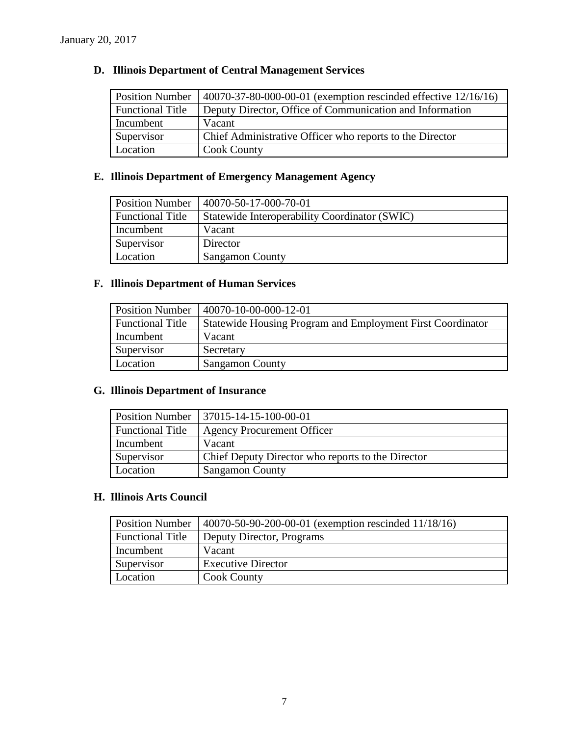January 20, 2017

### D. Illinois Department of Central Management Services

| Position Number | 40070-37-80-000-00-01 (exemption rescinded effective 12/16/16) |
|---|---|
| Functional Title | Deputy Director, Office of Communication and Information |
| Incumbent | Vacant |
| Supervisor | Chief Administrative Officer who reports to the Director |
| Location | Cook County |

### E. Illinois Department of Emergency Management Agency

| Position Number | 40070-50-17-000-70-01 |
|---|---|
| Functional Title | Statewide Interoperability Coordinator (SWIC) |
| Incumbent | Vacant |
| Supervisor | Director |
| Location | Sangamon County |

### F. Illinois Department of Human Services

| Position Number | 40070-10-00-000-12-01 |
|---|---|
| Functional Title | Statewide Housing Program and Employment First Coordinator |
| Incumbent | Vacant |
| Supervisor | Secretary |
| Location | Sangamon County |

### G. Illinois Department of Insurance

| Position Number | 37015-14-15-100-00-01 |
|---|---|
| Functional Title | Agency Procurement Officer |
| Incumbent | Vacant |
| Supervisor | Chief Deputy Director who reports to the Director |
| Location | Sangamon County |

### H. Illinois Arts Council

| Position Number | 40070-50-90-200-00-01 (exemption rescinded 11/18/16) |
|---|---|
| Functional Title | Deputy Director, Programs |
| Incumbent | Vacant |
| Supervisor | Executive Director |
| Location | Cook County |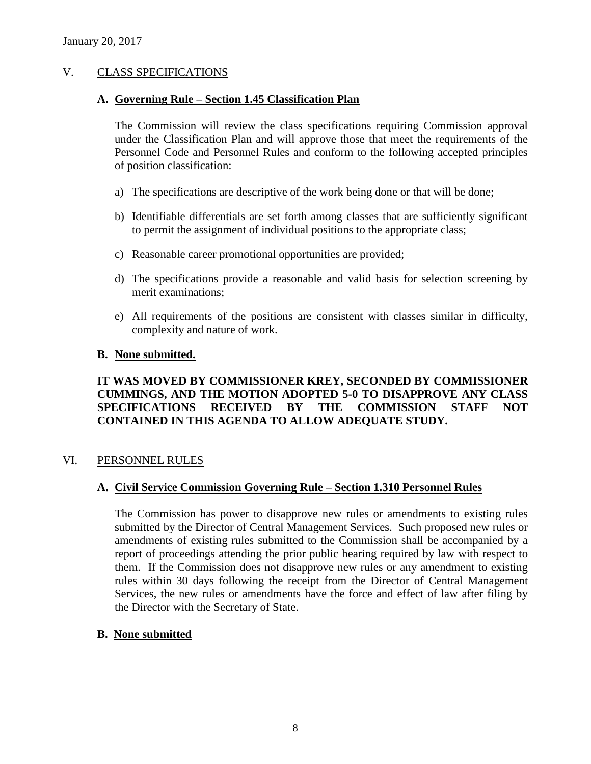January 20, 2017

## V. CLASS SPECIFICATIONS

### A. Governing Rule – Section 1.45 Classification Plan

The Commission will review the class specifications requiring Commission approval under the Classification Plan and will approve those that meet the requirements of the Personnel Code and Personnel Rules and conform to the following accepted principles of position classification:

a) The specifications are descriptive of the work being done or that will be done;

b) Identifiable differentials are set forth among classes that are sufficiently significant to permit the assignment of individual positions to the appropriate class;

c) Reasonable career promotional opportunities are provided;

d) The specifications provide a reasonable and valid basis for selection screening by merit examinations;

e) All requirements of the positions are consistent with classes similar in difficulty, complexity and nature of work.

### B. None submitted.

**IT WAS MOVED BY COMMISSIONER KREY, SECONDED BY COMMISSIONER CUMMINGS, AND THE MOTION ADOPTED 5-0 TO DISAPPROVE ANY CLASS SPECIFICATIONS RECEIVED BY THE COMMISSION STAFF NOT CONTAINED IN THIS AGENDA TO ALLOW ADEQUATE STUDY.**

## VI. PERSONNEL RULES

### A. Civil Service Commission Governing Rule – Section 1.310 Personnel Rules

The Commission has power to disapprove new rules or amendments to existing rules submitted by the Director of Central Management Services. Such proposed new rules or amendments of existing rules submitted to the Commission shall be accompanied by a report of proceedings attending the prior public hearing required by law with respect to them. If the Commission does not disapprove new rules or any amendment to existing rules within 30 days following the receipt from the Director of Central Management Services, the new rules or amendments have the force and effect of law after filing by the Director with the Secretary of State.

### B. None submitted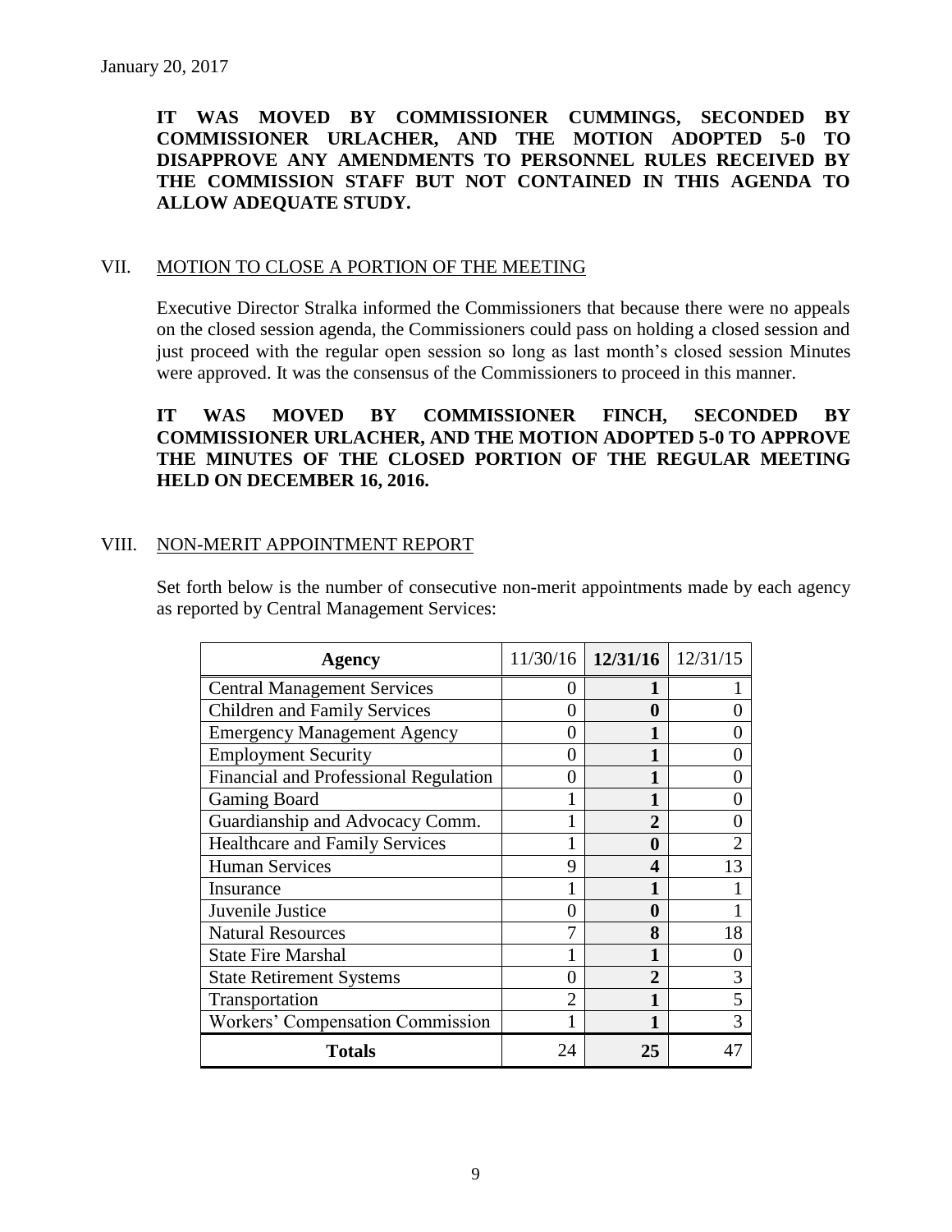January 20, 2017

**IT WAS MOVED BY COMMISSIONER CUMMINGS, SECONDED BY COMMISSIONER URLACHER, AND THE MOTION ADOPTED 5-0 TO DISAPPROVE ANY AMENDMENTS TO PERSONNEL RULES RECEIVED BY THE COMMISSION STAFF BUT NOT CONTAINED IN THIS AGENDA TO ALLOW ADEQUATE STUDY.**

## VII. MOTION TO CLOSE A PORTION OF THE MEETING

Executive Director Stralka informed the Commissioners that because there were no appeals on the closed session agenda, the Commissioners could pass on holding a closed session and just proceed with the regular open session so long as last month's closed session Minutes were approved. It was the consensus of the Commissioners to proceed in this manner.

**IT WAS MOVED BY COMMISSIONER FINCH, SECONDED BY COMMISSIONER URLACHER, AND THE MOTION ADOPTED 5-0 TO APPROVE THE MINUTES OF THE CLOSED PORTION OF THE REGULAR MEETING HELD ON DECEMBER 16, 2016.**

## VIII. NON-MERIT APPOINTMENT REPORT

Set forth below is the number of consecutive non-merit appointments made by each agency as reported by Central Management Services:

| Agency | 11/30/16 | **12/31/16** | 12/31/15 |
|---|---|---|---|
| Central Management Services | 0 | **1** | 1 |
| Children and Family Services | 0 | **0** | 0 |
| Emergency Management Agency | 0 | **1** | 0 |
| Employment Security | 0 | **1** | 0 |
| Financial and Professional Regulation | 0 | **1** | 0 |
| Gaming Board | 1 | **1** | 0 |
| Guardianship and Advocacy Comm. | 1 | **2** | 0 |
| Healthcare and Family Services | 1 | **0** | 2 |
| Human Services | 9 | **4** | 13 |
| Insurance | 1 | **1** | 1 |
| Juvenile Justice | 0 | **0** | 1 |
| Natural Resources | 7 | **8** | 18 |
| State Fire Marshal | 1 | **1** | 0 |
| State Retirement Systems | 0 | **2** | 3 |
| Transportation | 2 | **1** | 5 |
| Workers' Compensation Commission | 1 | **1** | 3 |
| **Totals** | 24 | **25** | 47 |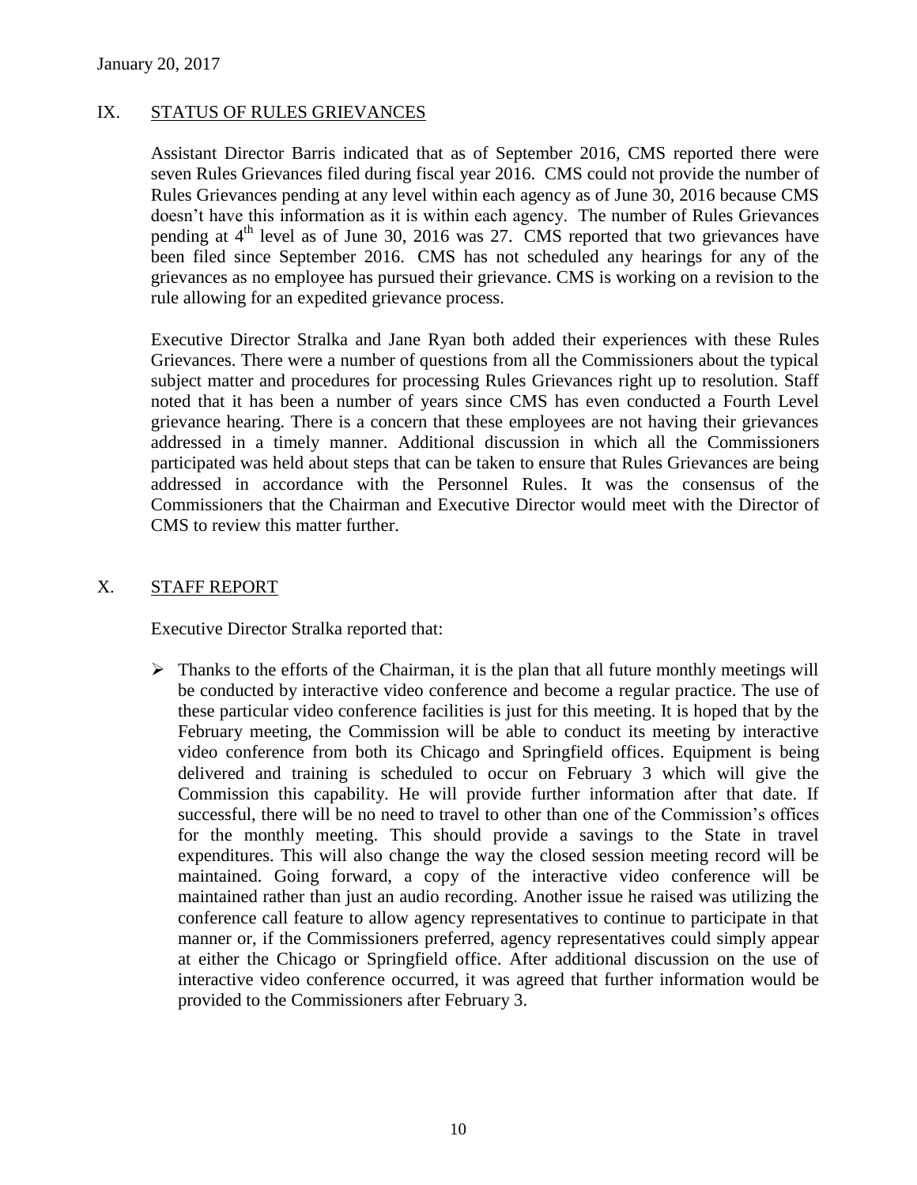## IX. STATUS OF RULES GRIEVANCES

Assistant Director Barris indicated that as of September 2016, CMS reported there were seven Rules Grievances filed during fiscal year 2016. CMS could not provide the number of Rules Grievances pending at any level within each agency as of June 30, 2016 because CMS doesn't have this information as it is within each agency. The number of Rules Grievances pending at 4th level as of June 30, 2016 was 27. CMS reported that two grievances have been filed since September 2016. CMS has not scheduled any hearings for any of the grievances as no employee has pursued their grievance. CMS is working on a revision to the rule allowing for an expedited grievance process.

Executive Director Stralka and Jane Ryan both added their experiences with these Rules Grievances. There were a number of questions from all the Commissioners about the typical subject matter and procedures for processing Rules Grievances right up to resolution. Staff noted that it has been a number of years since CMS has even conducted a Fourth Level grievance hearing. There is a concern that these employees are not having their grievances addressed in a timely manner. Additional discussion in which all the Commissioners participated was held about steps that can be taken to ensure that Rules Grievances are being addressed in accordance with the Personnel Rules. It was the consensus of the Commissioners that the Chairman and Executive Director would meet with the Director of CMS to review this matter further.

## X. STAFF REPORT

Executive Director Stralka reported that:

- Thanks to the efforts of the Chairman, it is the plan that all future monthly meetings will be conducted by interactive video conference and become a regular practice. The use of these particular video conference facilities is just for this meeting. It is hoped that by the February meeting, the Commission will be able to conduct its meeting by interactive video conference from both its Chicago and Springfield offices. Equipment is being delivered and training is scheduled to occur on February 3 which will give the Commission this capability. He will provide further information after that date. If successful, there will be no need to travel to other than one of the Commission's offices for the monthly meeting. This should provide a savings to the State in travel expenditures. This will also change the way the closed session meeting record will be maintained. Going forward, a copy of the interactive video conference will be maintained rather than just an audio recording. Another issue he raised was utilizing the conference call feature to allow agency representatives to continue to participate in that manner or, if the Commissioners preferred, agency representatives could simply appear at either the Chicago or Springfield office. After additional discussion on the use of interactive video conference occurred, it was agreed that further information would be provided to the Commissioners after February 3.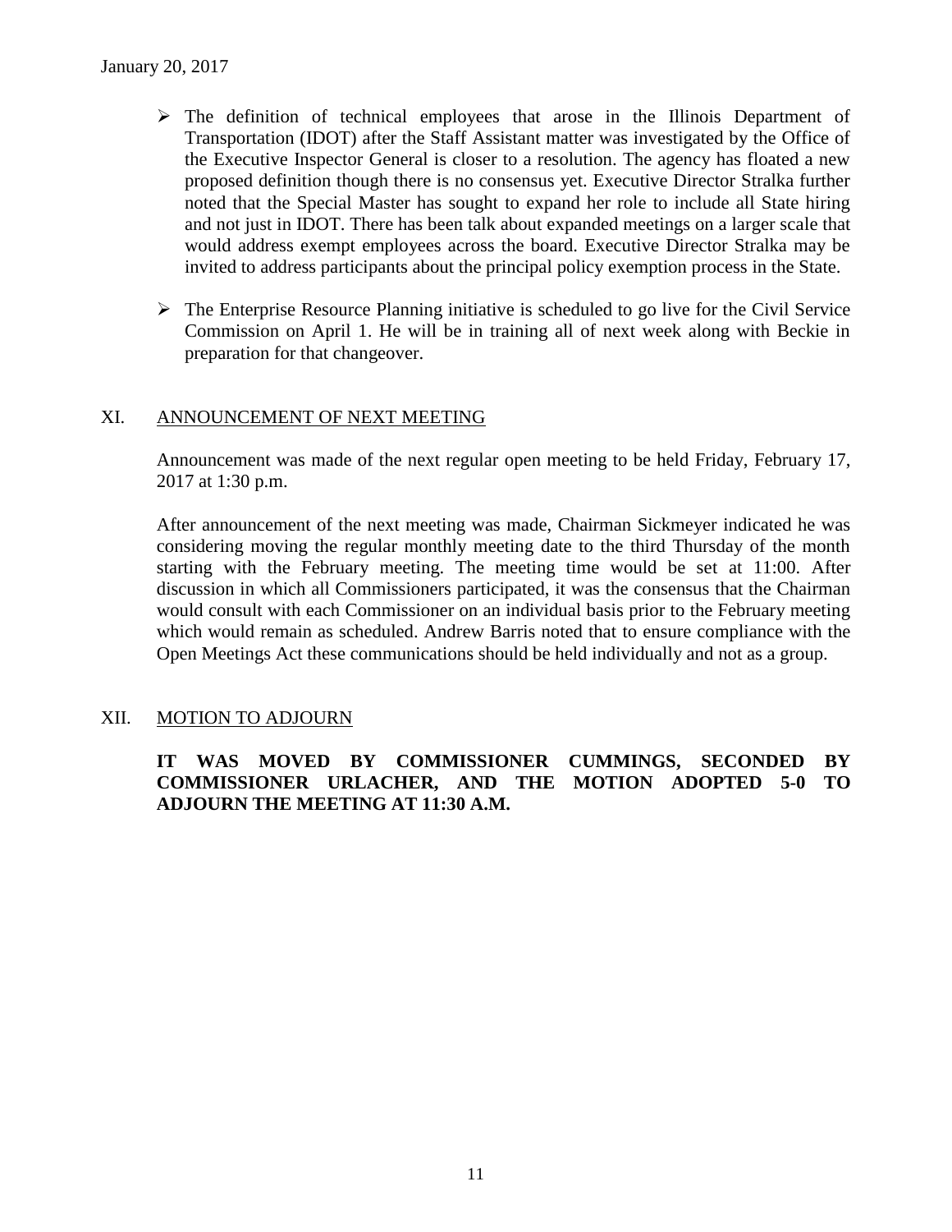- The definition of technical employees that arose in the Illinois Department of Transportation (IDOT) after the Staff Assistant matter was investigated by the Office of the Executive Inspector General is closer to a resolution. The agency has floated a new proposed definition though there is no consensus yet. Executive Director Stralka further noted that the Special Master has sought to expand her role to include all State hiring and not just in IDOT. There has been talk about expanded meetings on a larger scale that would address exempt employees across the board. Executive Director Stralka may be invited to address participants about the principal policy exemption process in the State.

- The Enterprise Resource Planning initiative is scheduled to go live for the Civil Service Commission on April 1. He will be in training all of next week along with Beckie in preparation for that changeover.

## XI. ANNOUNCEMENT OF NEXT MEETING

Announcement was made of the next regular open meeting to be held Friday, February 17, 2017 at 1:30 p.m.

After announcement of the next meeting was made, Chairman Sickmeyer indicated he was considering moving the regular monthly meeting date to the third Thursday of the month starting with the February meeting. The meeting time would be set at 11:00. After discussion in which all Commissioners participated, it was the consensus that the Chairman would consult with each Commissioner on an individual basis prior to the February meeting which would remain as scheduled. Andrew Barris noted that to ensure compliance with the Open Meetings Act these communications should be held individually and not as a group.

## XII. MOTION TO ADJOURN

**IT WAS MOVED BY COMMISSIONER CUMMINGS, SECONDED BY COMMISSIONER URLACHER, AND THE MOTION ADOPTED 5-0 TO ADJOURN THE MEETING AT 11:30 A.M.**